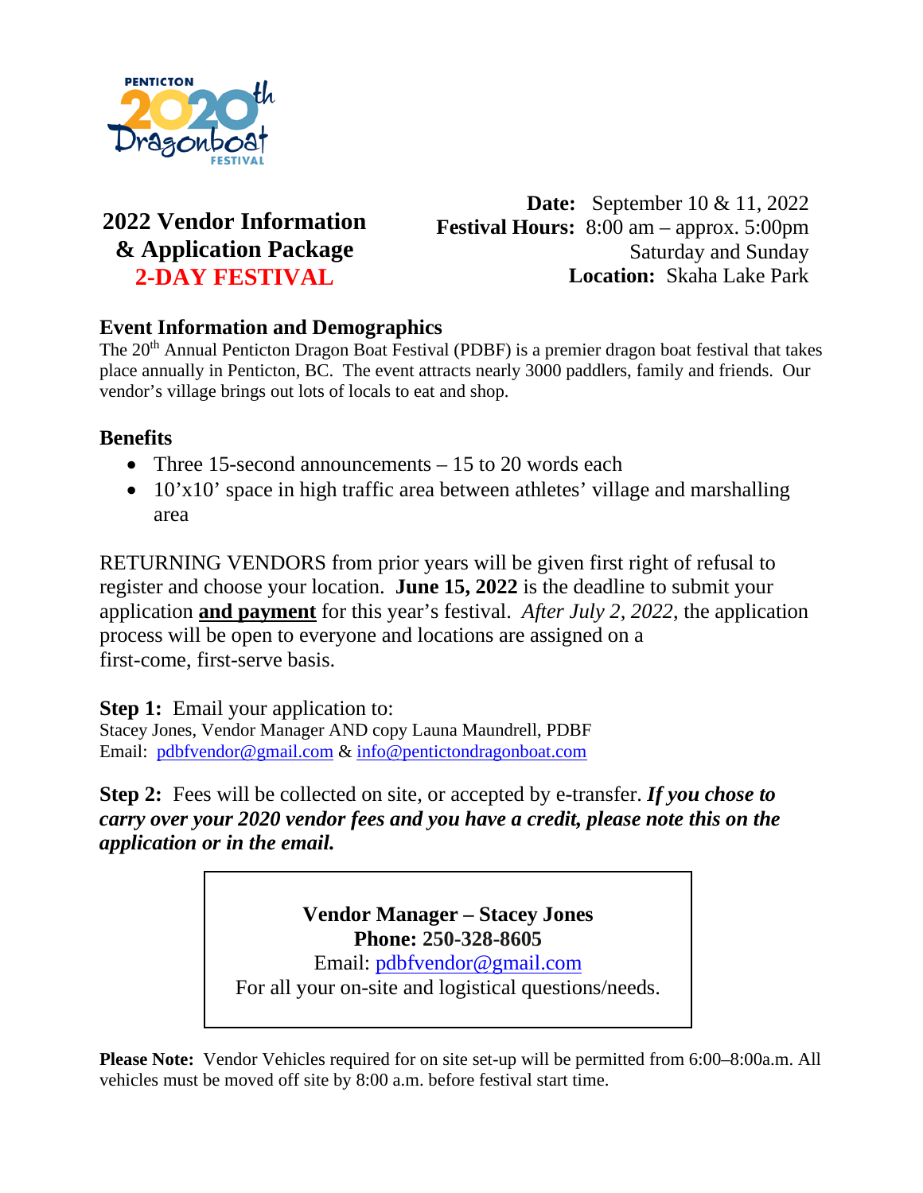PENTICTON 20th Dragonboat FESTIVAL

## 2022 Vendor Information & Application Package
## 2-DAY FESTIVAL

**Date:** September 10 & 11, 2022
**Festival Hours:** 8:00 am – approx. 5:00pm
Saturday and Sunday
**Location:** Skaha Lake Park

### Event Information and Demographics

The 20th Annual Penticton Dragon Boat Festival (PDBF) is a premier dragon boat festival that takes place annually in Penticton, BC. The event attracts nearly 3000 paddlers, family and friends. Our vendor's village brings out lots of locals to eat and shop.

### Benefits

- Three 15-second announcements – 15 to 20 words each
- 10'x10' space in high traffic area between athletes' village and marshalling area

RETURNING VENDORS from prior years will be given first right of refusal to register and choose your location. **June 15, 2022** is the deadline to submit your application **and payment** for this year's festival. *After July 2, 2022,* the application process will be open to everyone and locations are assigned on a first-come, first-serve basis.

**Step 1:** Email your application to:
Stacey Jones, Vendor Manager AND copy Launa Maundrell, PDBF
Email: pdbfvendor@gmail.com & info@pentictondragonboat.com

**Step 2:** Fees will be collected on site, or accepted by e-transfer. ***If you chose to carry over your 2020 vendor fees and you have a credit, please note this on the application or in the email.***

> **Vendor Manager – Stacey Jones**
> **Phone: 250-328-8605**
> Email: pdbfvendor@gmail.com
> For all your on-site and logistical questions/needs.

**Please Note:** Vendor Vehicles required for on site set-up will be permitted from 6:00–8:00a.m. All vehicles must be moved off site by 8:00 a.m. before festival start time.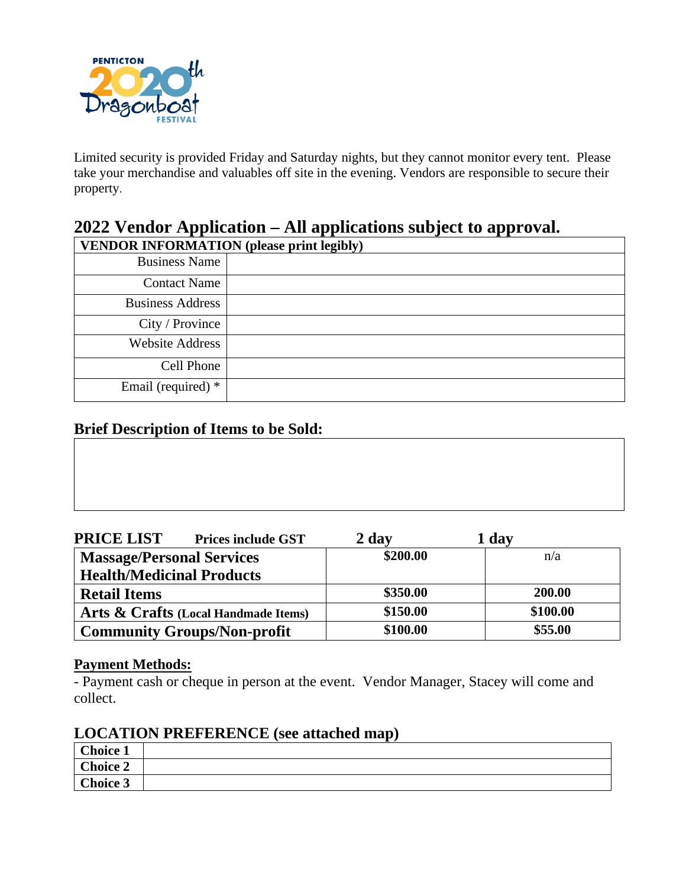Limited security is provided Friday and Saturday nights, but they cannot monitor every tent. Please take your merchandise and valuables off site in the evening. Vendors are responsible to secure their property.

## 2022 Vendor Application – All applications subject to approval.

| **VENDOR INFORMATION (please print legibly)** | |
|---|---|
| Business Name | |
| Contact Name | |
| Business Address | |
| City / Province | |
| Website Address | |
| Cell Phone | |
| Email (required) * | |

### Brief Description of Items to be Sold:

| |
|---|
| |

| **PRICE LIST** Prices include GST | **2 day** | **1 day** |
|---|---|---|
| **Massage/Personal Services Health/Medicinal Products** | **$200.00** | n/a |
| **Retail Items** | **$350.00** | **200.00** |
| **Arts & Crafts (Local Handmade Items)** | **$150.00** | **$100.00** |
| **Community Groups/Non-profit** | **$100.00** | **$55.00** |

**Payment Methods:**

- Payment cash or cheque in person at the event. Vendor Manager, Stacey will come and collect.

### LOCATION PREFERENCE (see attached map)

| | |
|---|---|
| **Choice 1** | |
| **Choice 2** | |
| **Choice 3** | |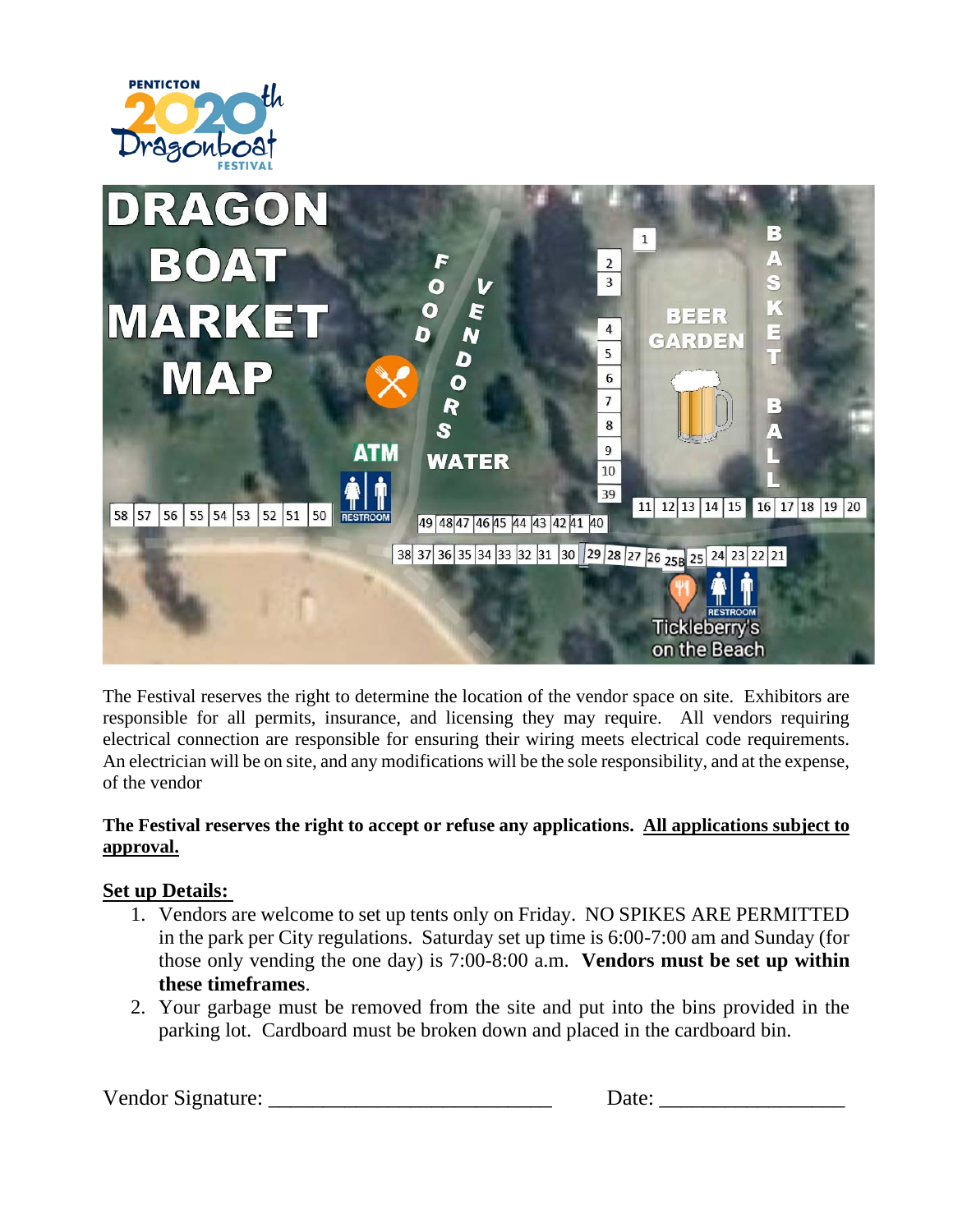PENTICTON 20th Dragonboat FESTIVAL

DRAGON BOAT MARKET MAP

FOOD VENDORS

WATER

ATM

RESTROOM

BEER GARDEN

BASKET BALL

Tickleberry's on the Beach

1 2 3 4 5 6 7 8 9 10 39 11 12 13 14 15 16 17 18 19 20

58 57 56 55 54 53 52 51 50

49 48 47 46 45 44 43 42 41 40

38 37 36 35 34 33 32 31 30 29 28 27 26 25B 25 24 23 22 21

The Festival reserves the right to determine the location of the vendor space on site. Exhibitors are responsible for all permits, insurance, and licensing they may require. All vendors requiring electrical connection are responsible for ensuring their wiring meets electrical code requirements. An electrician will be on site, and any modifications will be the sole responsibility, and at the expense, of the vendor

**The Festival reserves the right to accept or refuse any applications. <u>All applications subject to approval.</u>**

**<u>Set up Details:</u>**

1. Vendors are welcome to set up tents only on Friday. NO SPIKES ARE PERMITTED in the park per City regulations. Saturday set up time is 6:00-7:00 am and Sunday (for those only vending the one day) is 7:00-8:00 a.m. **Vendors must be set up within these timeframes**.
2. Your garbage must be removed from the site and put into the bins provided in the parking lot. Cardboard must be broken down and placed in the cardboard bin.

Vendor Signature: ___________________________ Date: _________________